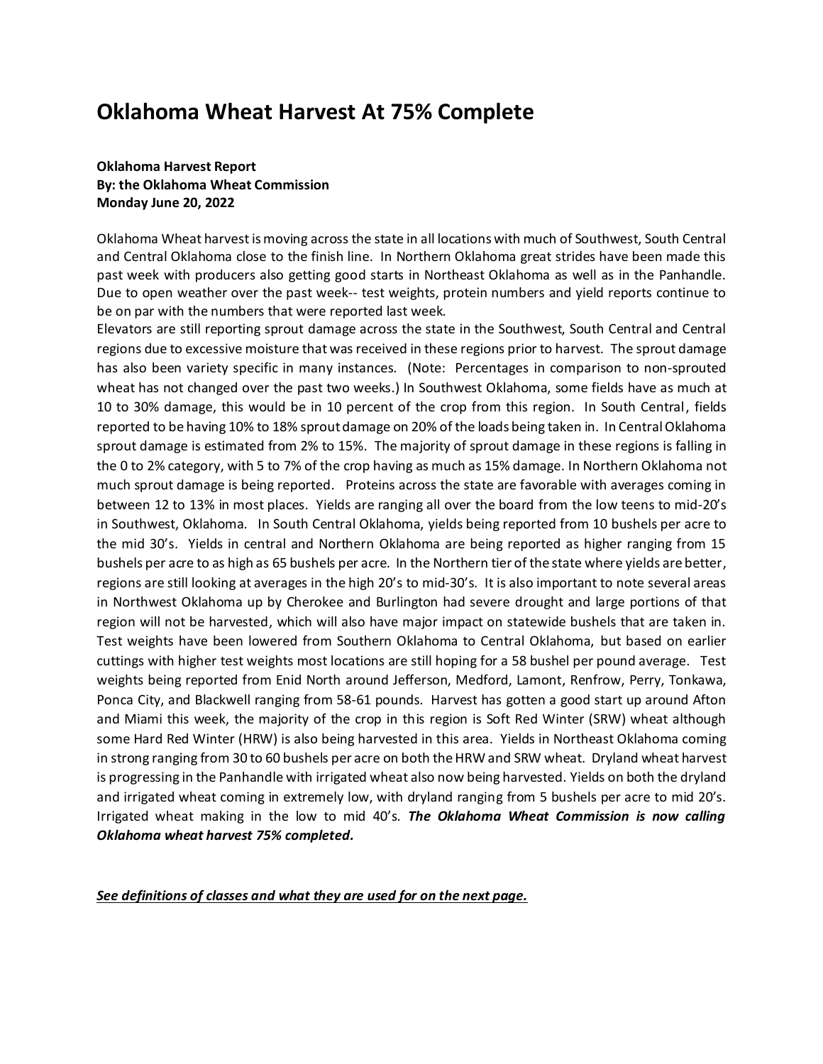# Oklahoma Wheat Harvest At 75% Complete

**Oklahoma Harvest Report**
**By: the Oklahoma Wheat Commission**
**Monday June 20, 2022**

Oklahoma Wheat harvest is moving across the state in all locations with much of Southwest, South Central and Central Oklahoma close to the finish line. In Northern Oklahoma great strides have been made this past week with producers also getting good starts in Northeast Oklahoma as well as in the Panhandle. Due to open weather over the past week-- test weights, protein numbers and yield reports continue to be on par with the numbers that were reported last week.

Elevators are still reporting sprout damage across the state in the Southwest, South Central and Central regions due to excessive moisture that was received in these regions prior to harvest. The sprout damage has also been variety specific in many instances. (Note: Percentages in comparison to non-sprouted wheat has not changed over the past two weeks.) In Southwest Oklahoma, some fields have as much at 10 to 30% damage, this would be in 10 percent of the crop from this region. In South Central, fields reported to be having 10% to 18% sprout damage on 20% of the loads being taken in. In Central Oklahoma sprout damage is estimated from 2% to 15%. The majority of sprout damage in these regions is falling in the 0 to 2% category, with 5 to 7% of the crop having as much as 15% damage. In Northern Oklahoma not much sprout damage is being reported. Proteins across the state are favorable with averages coming in between 12 to 13% in most places. Yields are ranging all over the board from the low teens to mid-20's in Southwest, Oklahoma. In South Central Oklahoma, yields being reported from 10 bushels per acre to the mid 30's. Yields in central and Northern Oklahoma are being reported as higher ranging from 15 bushels per acre to as high as 65 bushels per acre. In the Northern tier of the state where yields are better, regions are still looking at averages in the high 20's to mid-30's. It is also important to note several areas in Northwest Oklahoma up by Cherokee and Burlington had severe drought and large portions of that region will not be harvested, which will also have major impact on statewide bushels that are taken in. Test weights have been lowered from Southern Oklahoma to Central Oklahoma, but based on earlier cuttings with higher test weights most locations are still hoping for a 58 bushel per pound average. Test weights being reported from Enid North around Jefferson, Medford, Lamont, Renfrow, Perry, Tonkawa, Ponca City, and Blackwell ranging from 58-61 pounds. Harvest has gotten a good start up around Afton and Miami this week, the majority of the crop in this region is Soft Red Winter (SRW) wheat although some Hard Red Winter (HRW) is also being harvested in this area. Yields in Northeast Oklahoma coming in strong ranging from 30 to 60 bushels per acre on both the HRW and SRW wheat. Dryland wheat harvest is progressing in the Panhandle with irrigated wheat also now being harvested. Yields on both the dryland and irrigated wheat coming in extremely low, with dryland ranging from 5 bushels per acre to mid 20's. Irrigated wheat making in the low to mid 40's. ***The Oklahoma Wheat Commission is now calling Oklahoma wheat harvest 75% completed.***

***<u>See definitions of classes and what they are used for on the next page.</u>***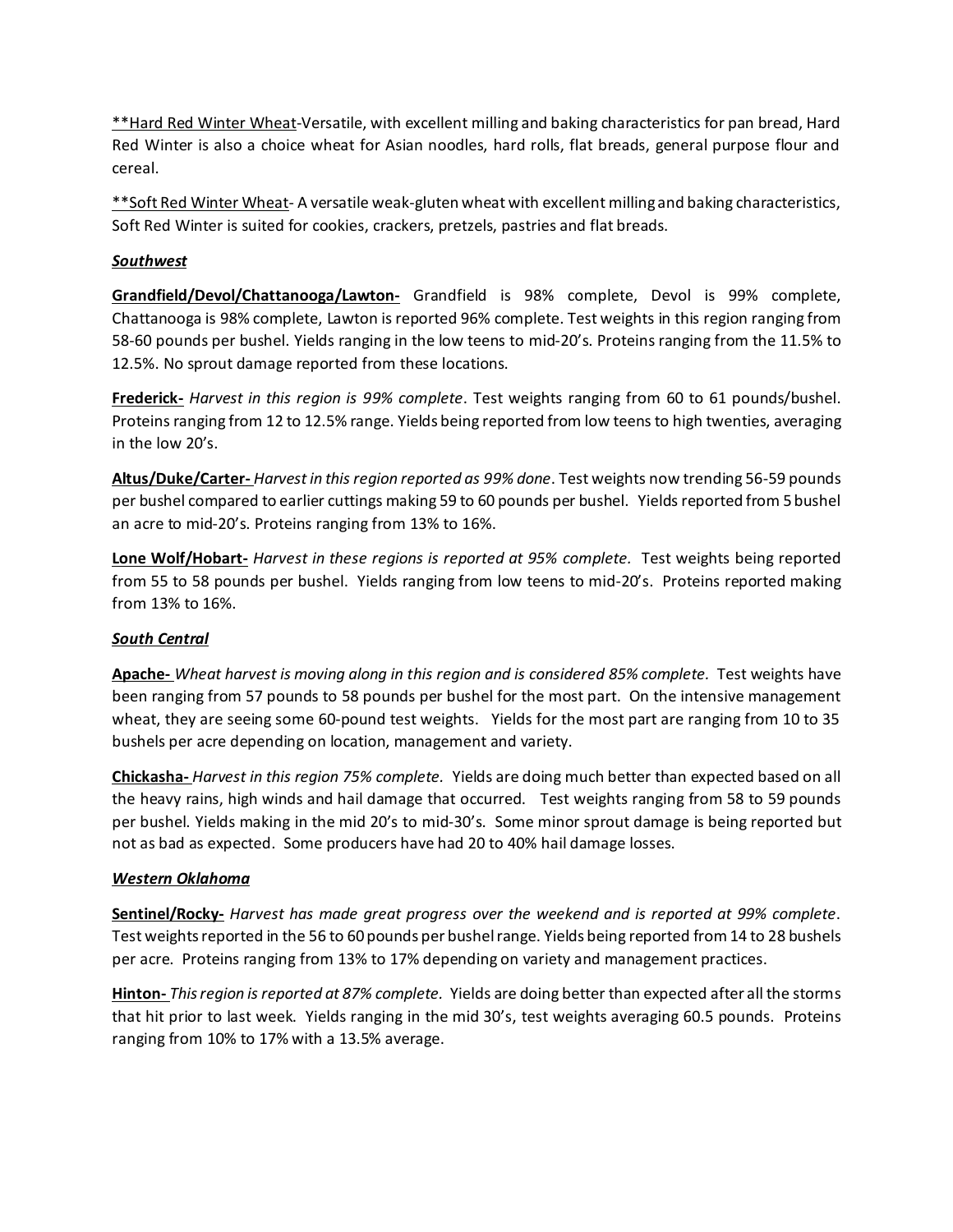**<u>Hard Red Winter Wheat</u>-Versatile, with excellent milling and baking characteristics for pan bread, Hard Red Winter is also a choice wheat for Asian noodles, hard rolls, flat breads, general purpose flour and cereal.

**<u>Soft Red Winter Wheat</u>- A versatile weak-gluten wheat with excellent milling and baking characteristics, Soft Red Winter is suited for cookies, crackers, pretzels, pastries and flat breads.

***<u>Southwest</u>***

**<u>Grandfield/Devol/Chattanooga/Lawton-</u>** Grandfield is 98% complete, Devol is 99% complete, Chattanooga is 98% complete, Lawton is reported 96% complete. Test weights in this region ranging from 58-60 pounds per bushel. Yields ranging in the low teens to mid-20's. Proteins ranging from the 11.5% to 12.5%. No sprout damage reported from these locations.

**<u>Frederick-</u>** *Harvest in this region is 99% complete*. Test weights ranging from 60 to 61 pounds/bushel. Proteins ranging from 12 to 12.5% range. Yields being reported from low teens to high twenties, averaging in the low 20's.

**<u>Altus/Duke/Carter-</u>** *Harvest in this region reported as 99% done*. Test weights now trending 56-59 pounds per bushel compared to earlier cuttings making 59 to 60 pounds per bushel. Yields reported from 5 bushel an acre to mid-20's. Proteins ranging from 13% to 16%.

**<u>Lone Wolf/Hobart-</u>** *Harvest in these regions is reported at 95% complete.* Test weights being reported from 55 to 58 pounds per bushel. Yields ranging from low teens to mid-20's. Proteins reported making from 13% to 16%.

***<u>South Central</u>***

**<u>Apache-</u>** *Wheat harvest is moving along in this region and is considered 85% complete.* Test weights have been ranging from 57 pounds to 58 pounds per bushel for the most part. On the intensive management wheat, they are seeing some 60-pound test weights. Yields for the most part are ranging from 10 to 35 bushels per acre depending on location, management and variety.

**<u>Chickasha-</u>** *Harvest in this region 75% complete.* Yields are doing much better than expected based on all the heavy rains, high winds and hail damage that occurred. Test weights ranging from 58 to 59 pounds per bushel. Yields making in the mid 20's to mid-30's. Some minor sprout damage is being reported but not as bad as expected. Some producers have had 20 to 40% hail damage losses.

***<u>Western Oklahoma</u>***

**<u>Sentinel/Rocky-</u>** *Harvest has made great progress over the weekend and is reported at 99% complete.* Test weights reported in the 56 to 60 pounds per bushel range. Yields being reported from 14 to 28 bushels per acre. Proteins ranging from 13% to 17% depending on variety and management practices.

**<u>Hinton-</u>** *This region is reported at 87% complete.* Yields are doing better than expected after all the storms that hit prior to last week. Yields ranging in the mid 30's, test weights averaging 60.5 pounds. Proteins ranging from 10% to 17% with a 13.5% average.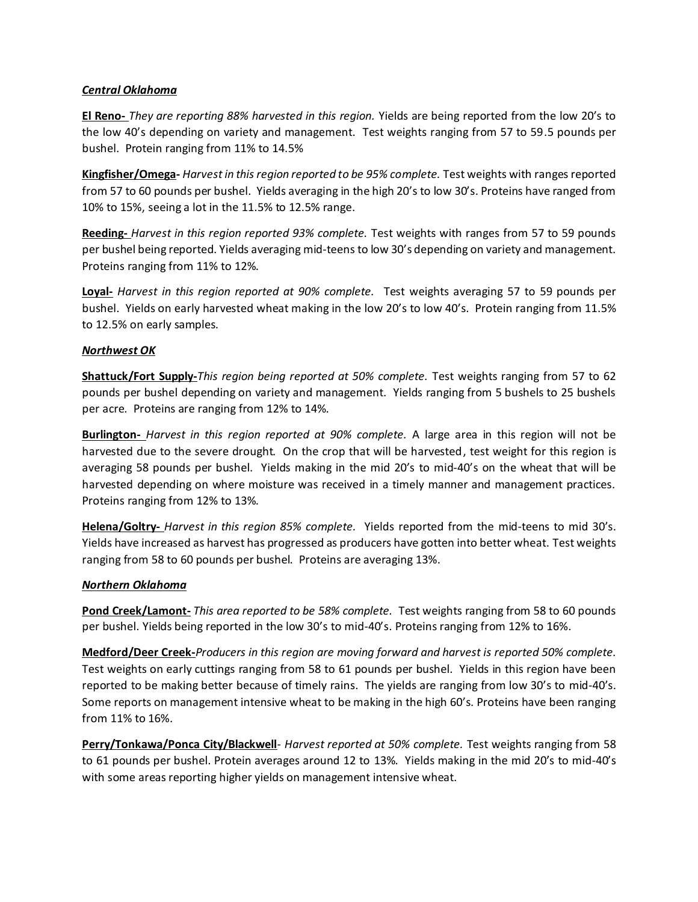***Central Oklahoma***

**El Reno-** *They are reporting 88% harvested in this region.* Yields are being reported from the low 20's to the low 40's depending on variety and management. Test weights ranging from 57 to 59.5 pounds per bushel. Protein ranging from 11% to 14.5%

**Kingfisher/Omega-** *Harvest in this region reported to be 95% complete.* Test weights with ranges reported from 57 to 60 pounds per bushel. Yields averaging in the high 20's to low 30's. Proteins have ranged from 10% to 15%, seeing a lot in the 11.5% to 12.5% range.

**Reeding-** *Harvest in this region reported 93% complete.* Test weights with ranges from 57 to 59 pounds per bushel being reported. Yields averaging mid-teens to low 30's depending on variety and management. Proteins ranging from 11% to 12%.

**Loyal-** *Harvest in this region reported at 90% complete.* Test weights averaging 57 to 59 pounds per bushel. Yields on early harvested wheat making in the low 20's to low 40's. Protein ranging from 11.5% to 12.5% on early samples.

***Northwest OK***

**Shattuck/Fort Supply-***This region being reported at 50% complete.* Test weights ranging from 57 to 62 pounds per bushel depending on variety and management. Yields ranging from 5 bushels to 25 bushels per acre. Proteins are ranging from 12% to 14%.

**Burlington-** *Harvest in this region reported at 90% complete.* A large area in this region will not be harvested due to the severe drought. On the crop that will be harvested, test weight for this region is averaging 58 pounds per bushel. Yields making in the mid 20's to mid-40's on the wheat that will be harvested depending on where moisture was received in a timely manner and management practices. Proteins ranging from 12% to 13%.

**Helena/Goltry-** *Harvest in this region 85% complete.* Yields reported from the mid-teens to mid 30's. Yields have increased as harvest has progressed as producers have gotten into better wheat. Test weights ranging from 58 to 60 pounds per bushel. Proteins are averaging 13%.

***Northern Oklahoma***

**Pond Creek/Lamont-** *This area reported to be 58% complete.* Test weights ranging from 58 to 60 pounds per bushel. Yields being reported in the low 30's to mid-40's. Proteins ranging from 12% to 16%.

**Medford/Deer Creek-***Producers in this region are moving forward and harvest is reported 50% complete.* Test weights on early cuttings ranging from 58 to 61 pounds per bushel. Yields in this region have been reported to be making better because of timely rains. The yields are ranging from low 30's to mid-40's. Some reports on management intensive wheat to be making in the high 60's. Proteins have been ranging from 11% to 16%.

**Perry/Tonkawa/Ponca City/Blackwell**- *Harvest reported at 50% complete.* Test weights ranging from 58 to 61 pounds per bushel. Protein averages around 12 to 13%. Yields making in the mid 20's to mid-40's with some areas reporting higher yields on management intensive wheat.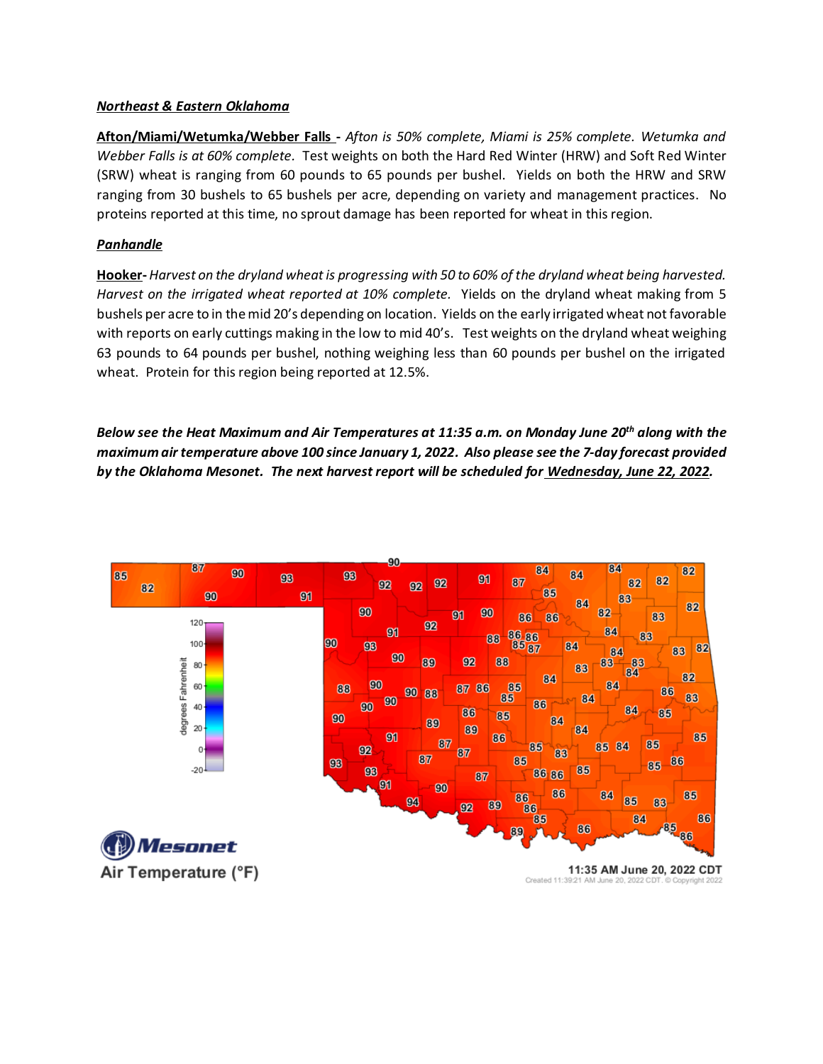***Northeast & Eastern Oklahoma***

**Afton/Miami/Wetumka/Webber Falls -** *Afton is 50% complete, Miami is 25% complete. Wetumka and Webber Falls is at 60% complete.* Test weights on both the Hard Red Winter (HRW) and Soft Red Winter (SRW) wheat is ranging from 60 pounds to 65 pounds per bushel. Yields on both the HRW and SRW ranging from 30 bushels to 65 bushels per acre, depending on variety and management practices. No proteins reported at this time, no sprout damage has been reported for wheat in this region.

***Panhandle***

**Hooker-** *Harvest on the dryland wheat is progressing with 50 to 60% of the dryland wheat being harvested. Harvest on the irrigated wheat reported at 10% complete.* Yields on the dryland wheat making from 5 bushels per acre to in the mid 20's depending on location. Yields on the early irrigated wheat not favorable with reports on early cuttings making in the low to mid 40's. Test weights on the dryland wheat weighing 63 pounds to 64 pounds per bushel, nothing weighing less than 60 pounds per bushel on the irrigated wheat. Protein for this region being reported at 12.5%.

***Below see the Heat Maximum and Air Temperatures at 11:35 a.m. on Monday June 20th along with the maximum air temperature above 100 since January 1, 2022. Also please see the 7-day forecast provided by the Oklahoma Mesonet. The next harvest report will be scheduled for Wednesday, June 22, 2022.***

Mesonet Air Temperature (°F)

11:35 AM June 20, 2022 CDT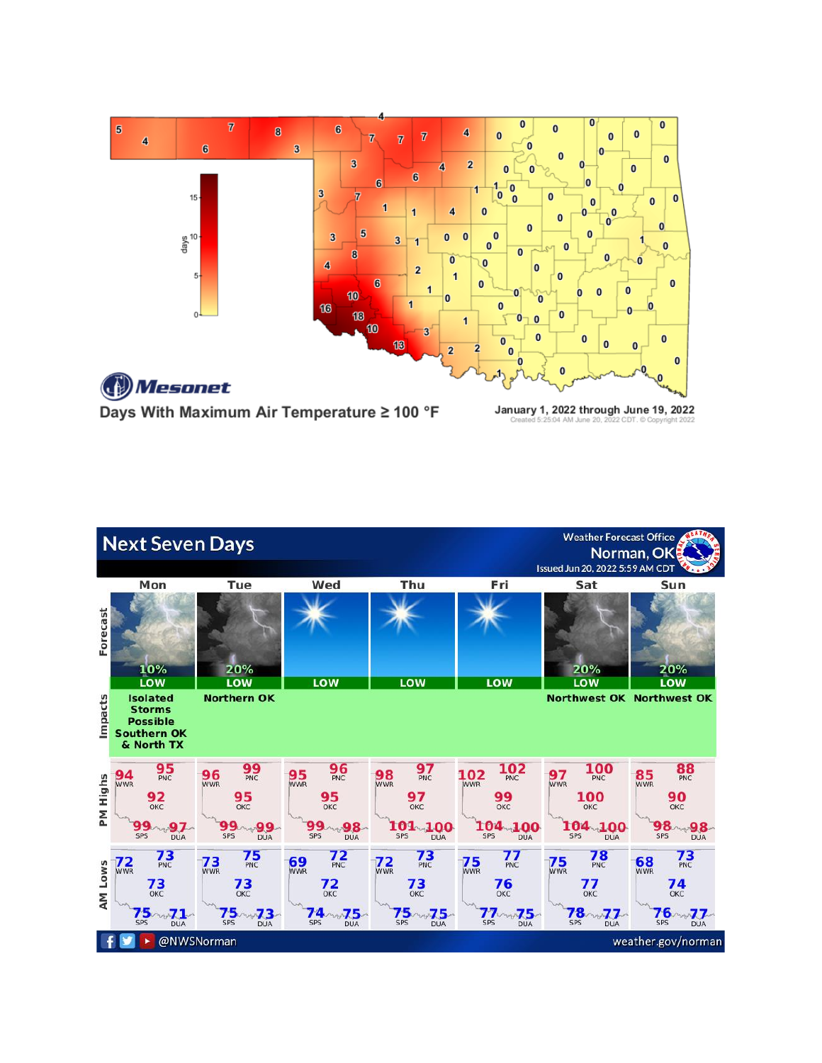Mesonet

Days With Maximum Air Temperature ≥ 100 °F

January 1, 2022 through June 19, 2022

Created 5:25:04 AM June 20, 2022 CDT. © Copyright 2022

days

0

5

10

15

## Next Seven Days

Weather Forecast Office Norman, OK

Issued Jun 20, 2022 5:59 AM CDT

| | Mon | Tue | Wed | Thu | Fri | Sat | Sun |
|---|---|---|---|---|---|---|---|
| Forecast | 10% LOW | 20% LOW | LOW | LOW | LOW | 20% LOW | 20% LOW |
| Impacts | Isolated Storms Possible Southern OK & North TX | Northern OK | | | | Northwest OK | Northwest OK |
| PM Highs WWR | 94 | 96 | 95 | 98 | 102 | 97 | 85 |
| PM Highs PNC | 95 | 99 | 96 | 97 | 102 | 100 | 88 |
| PM Highs OKC | 92 | 95 | 95 | 97 | 99 | 100 | 90 |
| PM Highs SPS | 99 | 99 | 99 | 101 | 104 | 104 | 98 |
| PM Highs DUA | 97 | 99 | 98 | 100 | 100 | 100 | 98 |
| AM Lows WWR | 72 | 73 | 69 | 72 | 75 | 75 | 68 |
| AM Lows PNC | 73 | 75 | 72 | 73 | 77 | 78 | 73 |
| AM Lows OKC | 73 | 73 | 72 | 73 | 76 | 77 | 74 |
| AM Lows SPS | 75 | 75 | 74 | 75 | 77 | 78 | 76 |
| AM Lows DUA | 71 | 73 | 75 | 75 | 75 | 77 | 77 |

@NWSNorman

weather.gov/norman